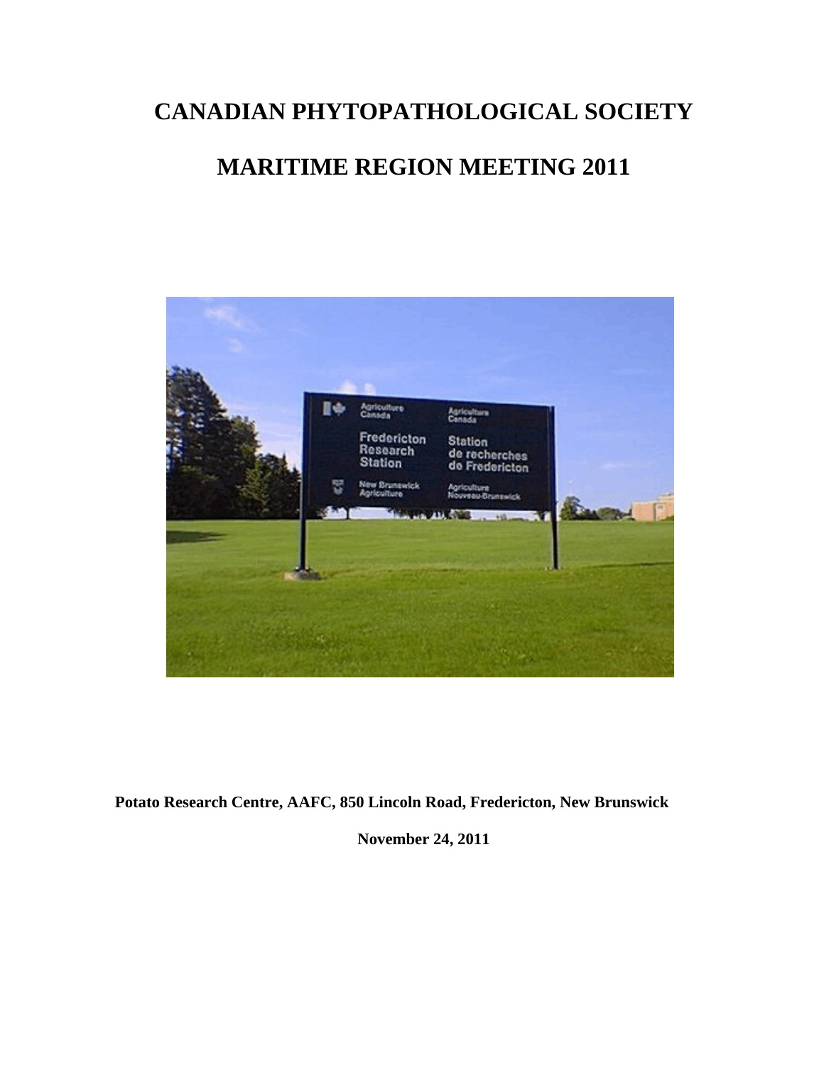# CANADIAN PHYTOPATHOLOGICAL SOCIETY

# MARITIME REGION MEETING 2011

**Potato Research Centre, AAFC, 850 Lincoln Road, Fredericton, New Brunswick**

**November 24, 2011**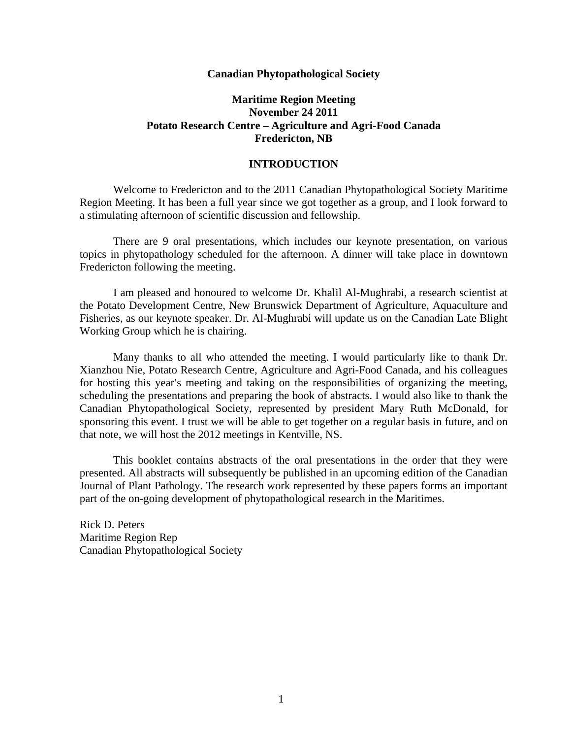**Canadian Phytopathological Society**

**Maritime Region Meeting**
**November 24 2011**
**Potato Research Centre – Agriculture and Agri-Food Canada**
**Fredericton, NB**

## INTRODUCTION

Welcome to Fredericton and to the 2011 Canadian Phytopathological Society Maritime Region Meeting. It has been a full year since we got together as a group, and I look forward to a stimulating afternoon of scientific discussion and fellowship.

There are 9 oral presentations, which includes our keynote presentation, on various topics in phytopathology scheduled for the afternoon. A dinner will take place in downtown Fredericton following the meeting.

I am pleased and honoured to welcome Dr. Khalil Al-Mughrabi, a research scientist at the Potato Development Centre, New Brunswick Department of Agriculture, Aquaculture and Fisheries, as our keynote speaker. Dr. Al-Mughrabi will update us on the Canadian Late Blight Working Group which he is chairing.

Many thanks to all who attended the meeting. I would particularly like to thank Dr. Xianzhou Nie, Potato Research Centre, Agriculture and Agri-Food Canada, and his colleagues for hosting this year's meeting and taking on the responsibilities of organizing the meeting, scheduling the presentations and preparing the book of abstracts. I would also like to thank the Canadian Phytopathological Society, represented by president Mary Ruth McDonald, for sponsoring this event. I trust we will be able to get together on a regular basis in future, and on that note, we will host the 2012 meetings in Kentville, NS.

This booklet contains abstracts of the oral presentations in the order that they were presented. All abstracts will subsequently be published in an upcoming edition of the Canadian Journal of Plant Pathology. The research work represented by these papers forms an important part of the on-going development of phytopathological research in the Maritimes.

Rick D. Peters
Maritime Region Rep
Canadian Phytopathological Society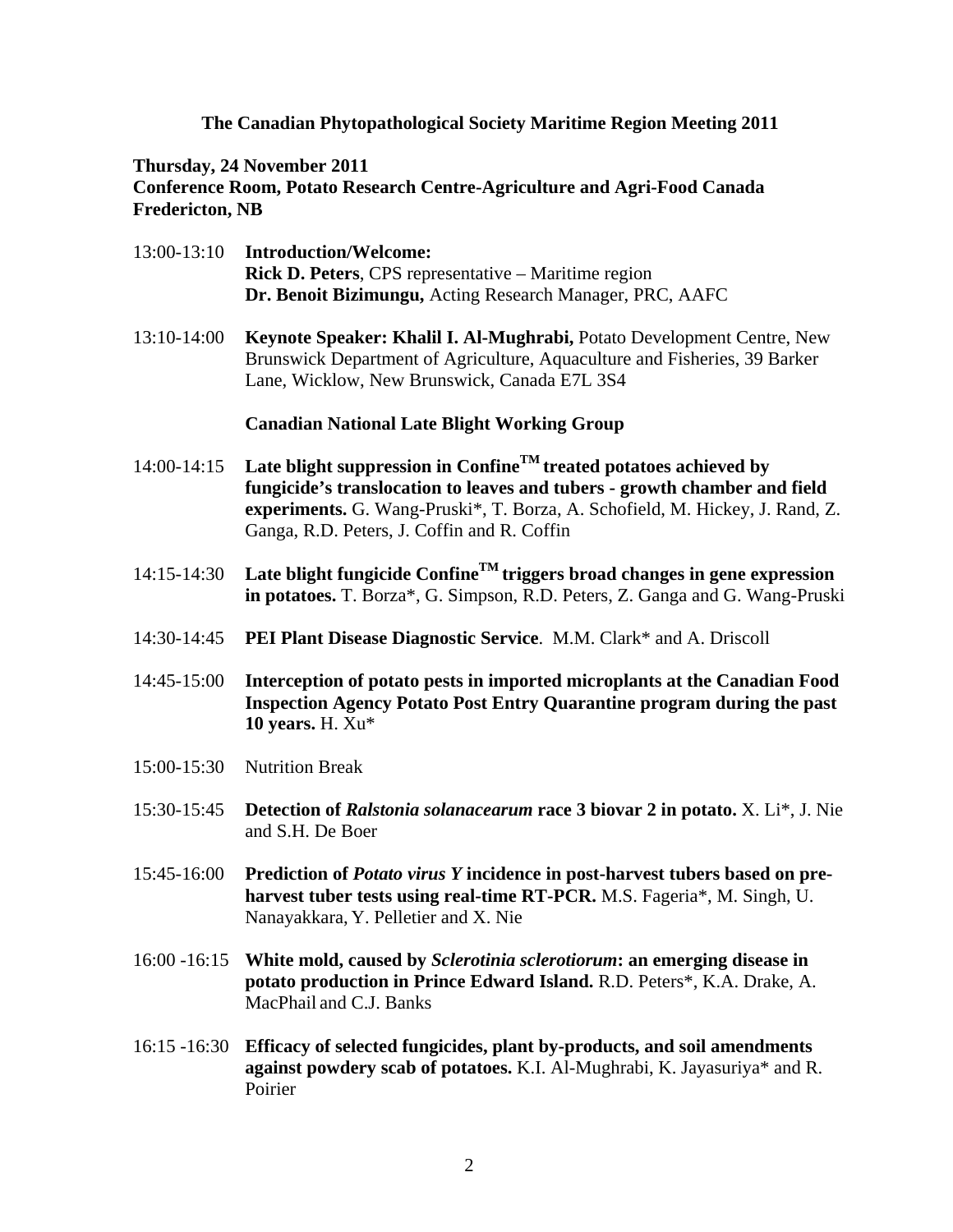# The Canadian Phytopathological Society Maritime Region Meeting 2011

**Thursday, 24 November 2011**
**Conference Room, Potato Research Centre-Agriculture and Agri-Food Canada**
**Fredericton, NB**

13:00-13:10 **Introduction/Welcome:**
**Rick D. Peters**, CPS representative – Maritime region
**Dr. Benoit Bizimungu,** Acting Research Manager, PRC, AAFC

13:10-14:00 **Keynote Speaker: Khalil I. Al-Mughrabi,** Potato Development Centre, New Brunswick Department of Agriculture, Aquaculture and Fisheries, 39 Barker Lane, Wicklow, New Brunswick, Canada E7L 3S4

**Canadian National Late Blight Working Group**

14:00-14:15 **Late blight suppression in Confine$^{TM}$ treated potatoes achieved by fungicide's translocation to leaves and tubers - growth chamber and field experiments.** G. Wang-Pruski*, T. Borza, A. Schofield, M. Hickey, J. Rand, Z. Ganga, R.D. Peters, J. Coffin and R. Coffin

14:15-14:30 **Late blight fungicide Confine$^{TM}$ triggers broad changes in gene expression in potatoes.** T. Borza*, G. Simpson, R.D. Peters, Z. Ganga and G. Wang-Pruski

14:30-14:45 **PEI Plant Disease Diagnostic Service**. M.M. Clark* and A. Driscoll

14:45-15:00 **Interception of potato pests in imported microplants at the Canadian Food Inspection Agency Potato Post Entry Quarantine program during the past 10 years.** H. Xu*

15:00-15:30 Nutrition Break

15:30-15:45 **Detection of *Ralstonia solanacearum* race 3 biovar 2 in potato.** X. Li*, J. Nie and S.H. De Boer

15:45-16:00 **Prediction of *Potato virus Y* incidence in post-harvest tubers based on pre-harvest tuber tests using real-time RT-PCR.** M.S. Fageria*, M. Singh, U. Nanayakkara, Y. Pelletier and X. Nie

16:00 -16:15 **White mold, caused by *Sclerotinia sclerotiorum*: an emerging disease in potato production in Prince Edward Island.** R.D. Peters*, K.A. Drake, A. MacPhail and C.J. Banks

16:15 -16:30 **Efficacy of selected fungicides, plant by-products, and soil amendments against powdery scab of potatoes.** K.I. Al-Mughrabi, K. Jayasuriya* and R. Poirier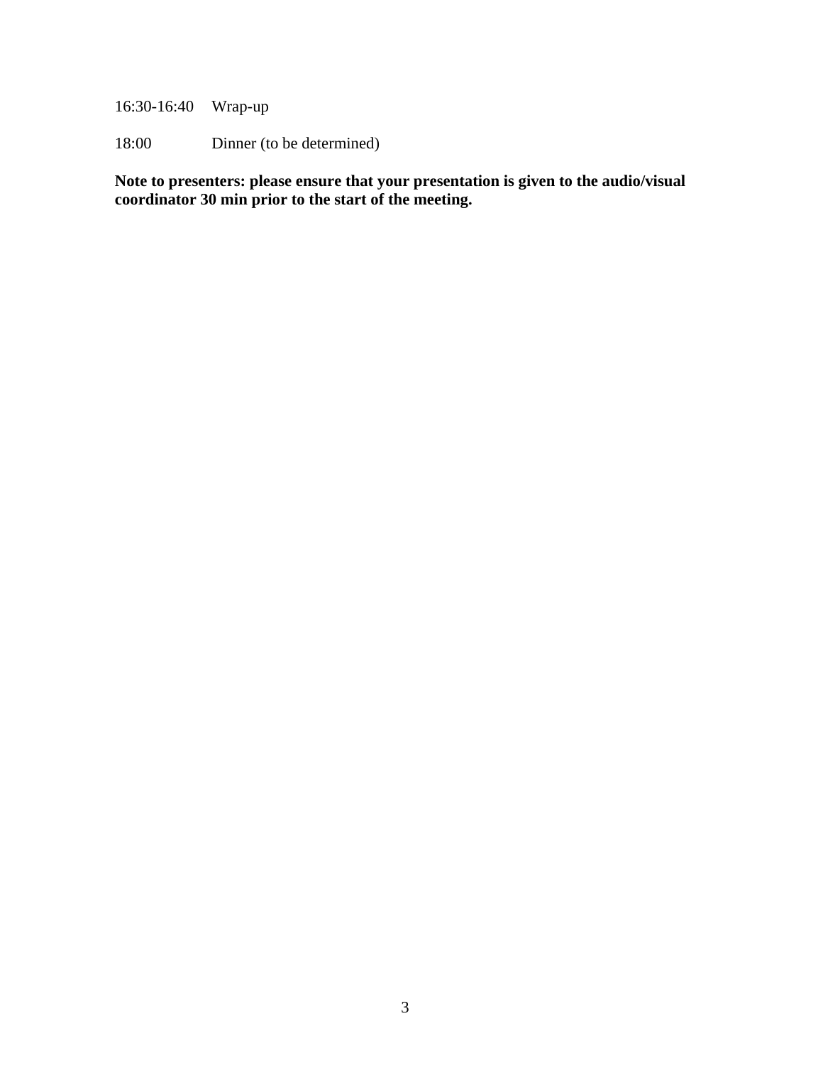16:30-16:40 Wrap-up

18:00 Dinner (to be determined)

**Note to presenters: please ensure that your presentation is given to the audio/visual coordinator 30 min prior to the start of the meeting.**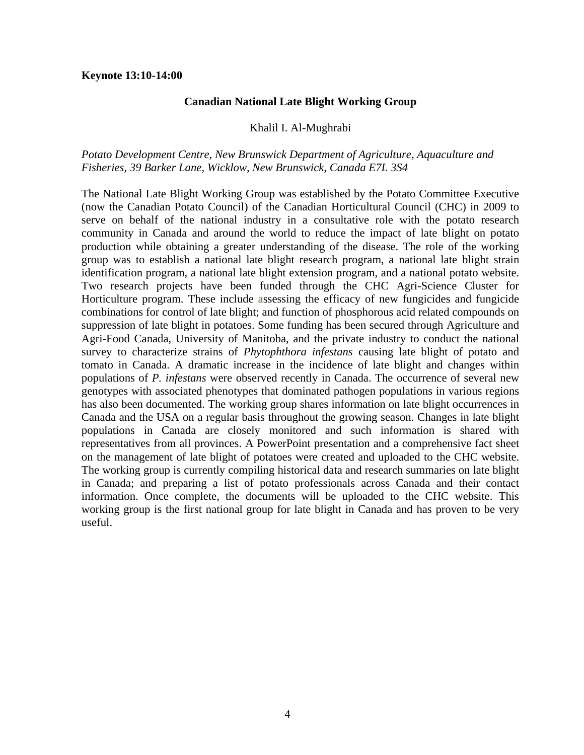**Keynote 13:10-14:00**

## Canadian National Late Blight Working Group

Khalil I. Al-Mughrabi

*Potato Development Centre, New Brunswick Department of Agriculture, Aquaculture and Fisheries, 39 Barker Lane, Wicklow, New Brunswick, Canada E7L 3S4*

The National Late Blight Working Group was established by the Potato Committee Executive (now the Canadian Potato Council) of the Canadian Horticultural Council (CHC) in 2009 to serve on behalf of the national industry in a consultative role with the potato research community in Canada and around the world to reduce the impact of late blight on potato production while obtaining a greater understanding of the disease. The role of the working group was to establish a national late blight research program, a national late blight strain identification program, a national late blight extension program, and a national potato website. Two research projects have been funded through the CHC Agri-Science Cluster for Horticulture program. These include assessing the efficacy of new fungicides and fungicide combinations for control of late blight; and function of phosphorous acid related compounds on suppression of late blight in potatoes. Some funding has been secured through Agriculture and Agri-Food Canada, University of Manitoba, and the private industry to conduct the national survey to characterize strains of *Phytophthora infestans* causing late blight of potato and tomato in Canada. A dramatic increase in the incidence of late blight and changes within populations of *P. infestans* were observed recently in Canada. The occurrence of several new genotypes with associated phenotypes that dominated pathogen populations in various regions has also been documented. The working group shares information on late blight occurrences in Canada and the USA on a regular basis throughout the growing season. Changes in late blight populations in Canada are closely monitored and such information is shared with representatives from all provinces. A PowerPoint presentation and a comprehensive fact sheet on the management of late blight of potatoes were created and uploaded to the CHC website. The working group is currently compiling historical data and research summaries on late blight in Canada; and preparing a list of potato professionals across Canada and their contact information. Once complete, the documents will be uploaded to the CHC website. This working group is the first national group for late blight in Canada and has proven to be very useful.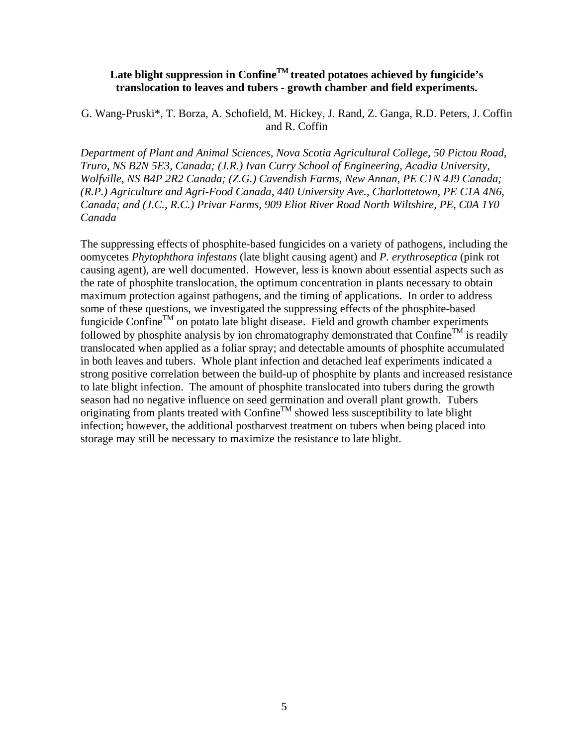**Late blight suppression in Confine$^{TM}$ treated potatoes achieved by fungicide's translocation to leaves and tubers - growth chamber and field experiments.**

G. Wang-Pruski*, T. Borza, A. Schofield, M. Hickey, J. Rand, Z. Ganga, R.D. Peters, J. Coffin and R. Coffin

*Department of Plant and Animal Sciences, Nova Scotia Agricultural College, 50 Pictou Road, Truro, NS B2N 5E3, Canada; (J.R.) Ivan Curry School of Engineering, Acadia University, Wolfville, NS B4P 2R2 Canada; (Z.G.) Cavendish Farms, New Annan, PE C1N 4J9 Canada; (R.P.) Agriculture and Agri-Food Canada, 440 University Ave., Charlottetown, PE C1A 4N6, Canada; and (J.C., R.C.) Privar Farms, 909 Eliot River Road North Wiltshire, PE, C0A 1Y0 Canada*

The suppressing effects of phosphite-based fungicides on a variety of pathogens, including the oomycetes *Phytophthora infestans* (late blight causing agent) and *P. erythroseptica* (pink rot causing agent), are well documented. However, less is known about essential aspects such as the rate of phosphite translocation, the optimum concentration in plants necessary to obtain maximum protection against pathogens, and the timing of applications. In order to address some of these questions, we investigated the suppressing effects of the phosphite-based fungicide Confine$^{TM}$ on potato late blight disease. Field and growth chamber experiments followed by phosphite analysis by ion chromatography demonstrated that Confine$^{TM}$ is readily translocated when applied as a foliar spray; and detectable amounts of phosphite accumulated in both leaves and tubers. Whole plant infection and detached leaf experiments indicated a strong positive correlation between the build-up of phosphite by plants and increased resistance to late blight infection. The amount of phosphite translocated into tubers during the growth season had no negative influence on seed germination and overall plant growth. Tubers originating from plants treated with Confine$^{TM}$ showed less susceptibility to late blight infection; however, the additional postharvest treatment on tubers when being placed into storage may still be necessary to maximize the resistance to late blight.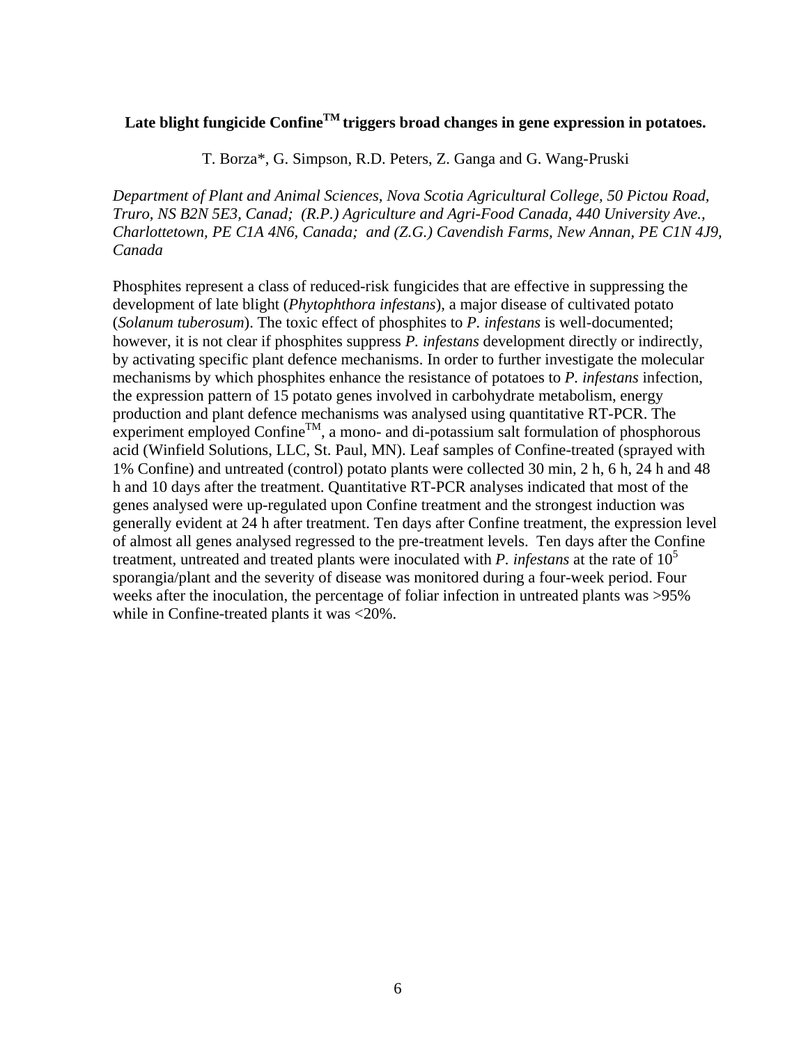**Late blight fungicide Confine™ triggers broad changes in gene expression in potatoes.**

T. Borza*, G. Simpson, R.D. Peters, Z. Ganga and G. Wang-Pruski

*Department of Plant and Animal Sciences, Nova Scotia Agricultural College, 50 Pictou Road, Truro, NS B2N 5E3, Canad; (R.P.) Agriculture and Agri-Food Canada, 440 University Ave., Charlottetown, PE C1A 4N6, Canada; and (Z.G.) Cavendish Farms, New Annan, PE C1N 4J9, Canada*

Phosphites represent a class of reduced-risk fungicides that are effective in suppressing the development of late blight (*Phytophthora infestans*), a major disease of cultivated potato (*Solanum tuberosum*). The toxic effect of phosphites to *P. infestans* is well-documented; however, it is not clear if phosphites suppress *P. infestans* development directly or indirectly, by activating specific plant defence mechanisms. In order to further investigate the molecular mechanisms by which phosphites enhance the resistance of potatoes to *P. infestans* infection, the expression pattern of 15 potato genes involved in carbohydrate metabolism, energy production and plant defence mechanisms was analysed using quantitative RT-PCR. The experiment employed Confine™, a mono- and di-potassium salt formulation of phosphorous acid (Winfield Solutions, LLC, St. Paul, MN). Leaf samples of Confine-treated (sprayed with 1% Confine) and untreated (control) potato plants were collected 30 min, 2 h, 6 h, 24 h and 48 h and 10 days after the treatment. Quantitative RT-PCR analyses indicated that most of the genes analysed were up-regulated upon Confine treatment and the strongest induction was generally evident at 24 h after treatment. Ten days after Confine treatment, the expression level of almost all genes analysed regressed to the pre-treatment levels. Ten days after the Confine treatment, untreated and treated plants were inoculated with *P. infestans* at the rate of $10^5$ sporangia/plant and the severity of disease was monitored during a four-week period. Four weeks after the inoculation, the percentage of foliar infection in untreated plants was >95% while in Confine-treated plants it was <20%.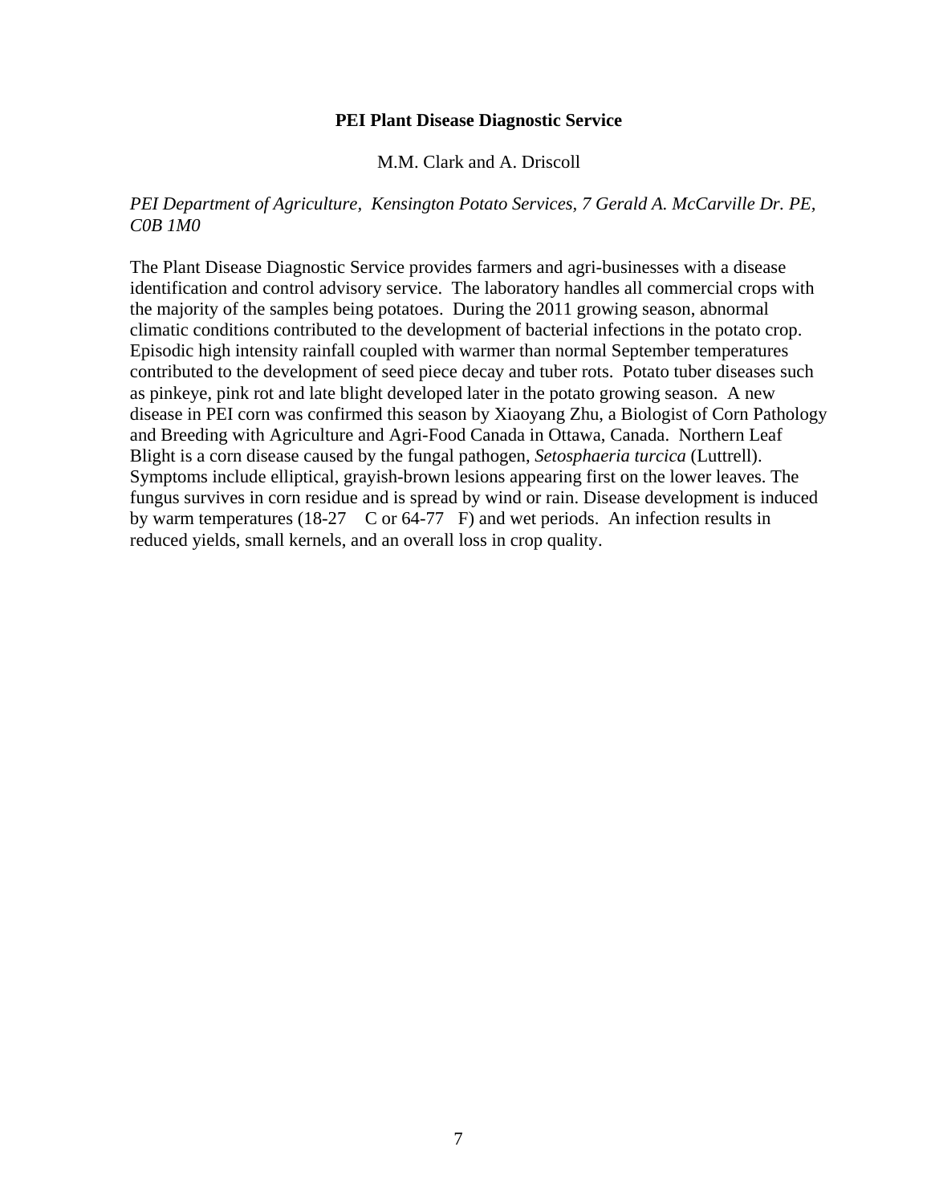**PEI Plant Disease Diagnostic Service**

M.M. Clark and A. Driscoll

*PEI Department of Agriculture, Kensington Potato Services, 7 Gerald A. McCarville Dr. PE, C0B 1M0*

The Plant Disease Diagnostic Service provides farmers and agri-businesses with a disease identification and control advisory service. The laboratory handles all commercial crops with the majority of the samples being potatoes. During the 2011 growing season, abnormal climatic conditions contributed to the development of bacterial infections in the potato crop. Episodic high intensity rainfall coupled with warmer than normal September temperatures contributed to the development of seed piece decay and tuber rots. Potato tuber diseases such as pinkeye, pink rot and late blight developed later in the potato growing season. A new disease in PEI corn was confirmed this season by Xiaoyang Zhu, a Biologist of Corn Pathology and Breeding with Agriculture and Agri-Food Canada in Ottawa, Canada. Northern Leaf Blight is a corn disease caused by the fungal pathogen, *Setosphaeria turcica* (Luttrell). Symptoms include elliptical, grayish-brown lesions appearing first on the lower leaves. The fungus survives in corn residue and is spread by wind or rain. Disease development is induced by warm temperatures (18-27 C or 64-77 F) and wet periods. An infection results in reduced yields, small kernels, and an overall loss in crop quality.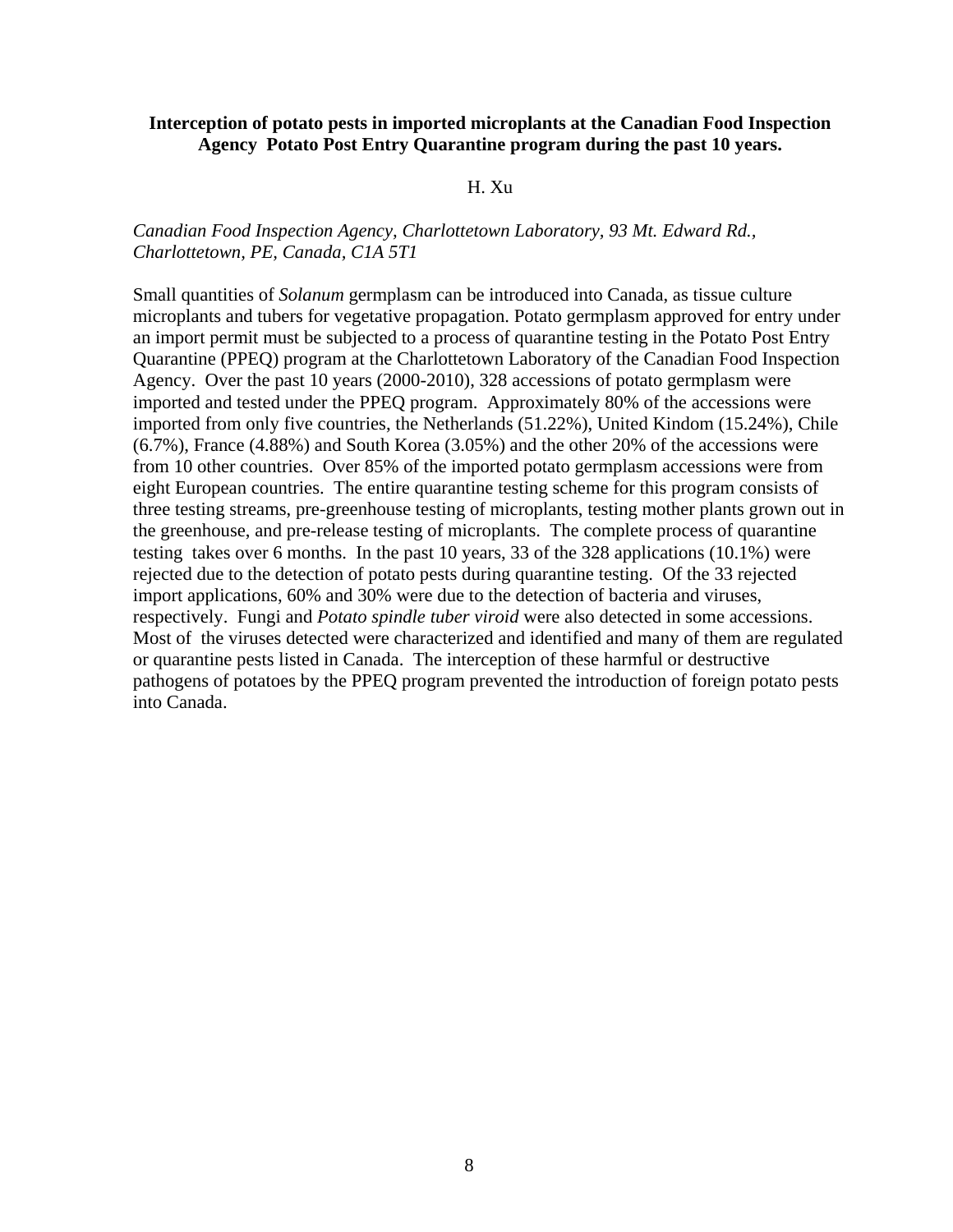**Interception of potato pests in imported microplants at the Canadian Food Inspection Agency Potato Post Entry Quarantine program during the past 10 years.**

H. Xu

*Canadian Food Inspection Agency, Charlottetown Laboratory, 93 Mt. Edward Rd., Charlottetown, PE, Canada, C1A 5T1*

Small quantities of *Solanum* germplasm can be introduced into Canada, as tissue culture microplants and tubers for vegetative propagation. Potato germplasm approved for entry under an import permit must be subjected to a process of quarantine testing in the Potato Post Entry Quarantine (PPEQ) program at the Charlottetown Laboratory of the Canadian Food Inspection Agency. Over the past 10 years (2000-2010), 328 accessions of potato germplasm were imported and tested under the PPEQ program. Approximately 80% of the accessions were imported from only five countries, the Netherlands (51.22%), United Kindom (15.24%), Chile (6.7%), France (4.88%) and South Korea (3.05%) and the other 20% of the accessions were from 10 other countries. Over 85% of the imported potato germplasm accessions were from eight European countries. The entire quarantine testing scheme for this program consists of three testing streams, pre-greenhouse testing of microplants, testing mother plants grown out in the greenhouse, and pre-release testing of microplants. The complete process of quarantine testing takes over 6 months. In the past 10 years, 33 of the 328 applications (10.1%) were rejected due to the detection of potato pests during quarantine testing. Of the 33 rejected import applications, 60% and 30% were due to the detection of bacteria and viruses, respectively. Fungi and *Potato spindle tuber viroid* were also detected in some accessions. Most of the viruses detected were characterized and identified and many of them are regulated or quarantine pests listed in Canada. The interception of these harmful or destructive pathogens of potatoes by the PPEQ program prevented the introduction of foreign potato pests into Canada.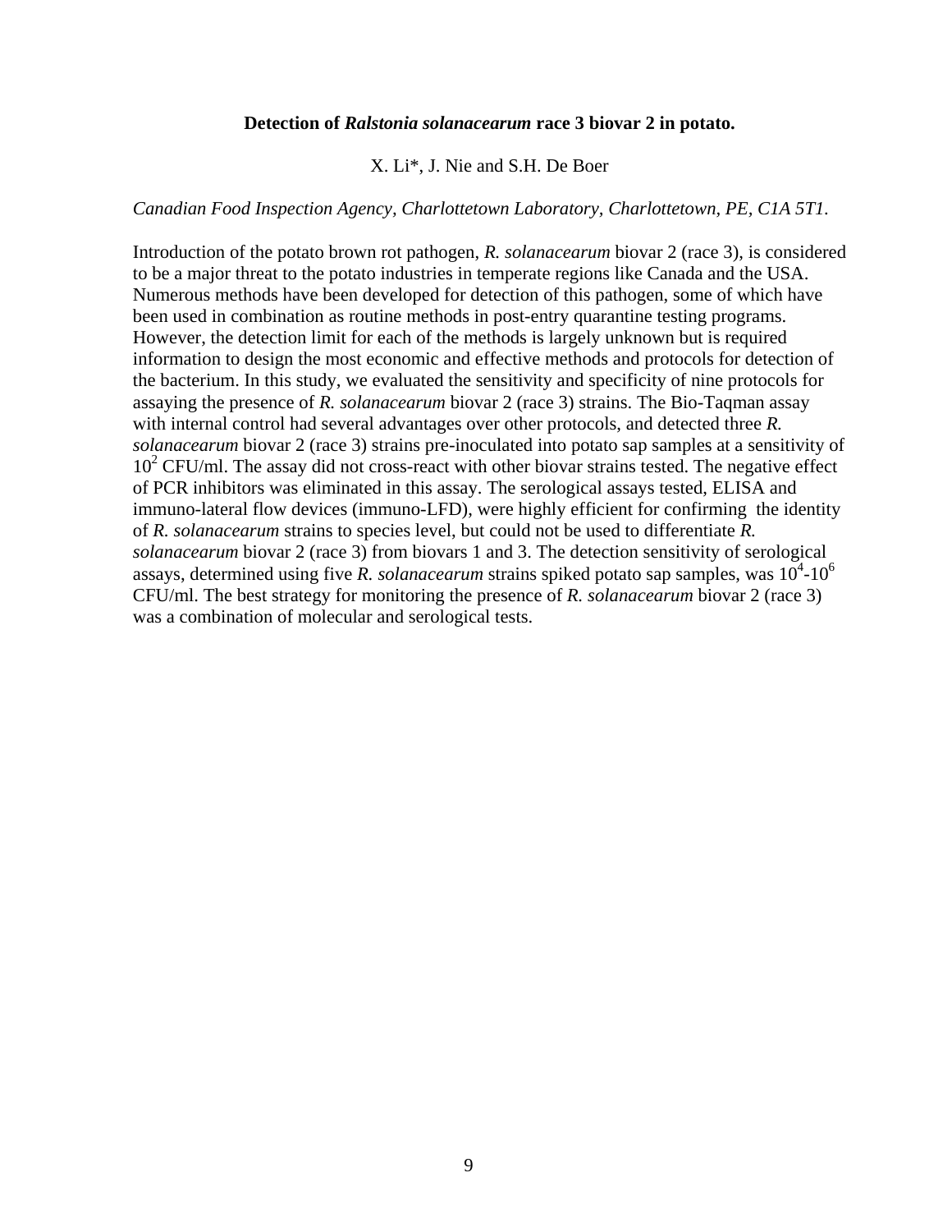### Detection of *Ralstonia solanacearum* race 3 biovar 2 in potato.

X. Li*, J. Nie and S.H. De Boer

*Canadian Food Inspection Agency, Charlottetown Laboratory, Charlottetown, PE, C1A 5T1.*

Introduction of the potato brown rot pathogen, *R. solanacearum* biovar 2 (race 3), is considered to be a major threat to the potato industries in temperate regions like Canada and the USA. Numerous methods have been developed for detection of this pathogen, some of which have been used in combination as routine methods in post-entry quarantine testing programs. However, the detection limit for each of the methods is largely unknown but is required information to design the most economic and effective methods and protocols for detection of the bacterium. In this study, we evaluated the sensitivity and specificity of nine protocols for assaying the presence of *R. solanacearum* biovar 2 (race 3) strains. The Bio-Taqman assay with internal control had several advantages over other protocols, and detected three *R. solanacearum* biovar 2 (race 3) strains pre-inoculated into potato sap samples at a sensitivity of $10^2$ CFU/ml. The assay did not cross-react with other biovar strains tested. The negative effect of PCR inhibitors was eliminated in this assay. The serological assays tested, ELISA and immuno-lateral flow devices (immuno-LFD), were highly efficient for confirming the identity of *R. solanacearum* strains to species level, but could not be used to differentiate *R. solanacearum* biovar 2 (race 3) from biovars 1 and 3. The detection sensitivity of serological assays, determined using five *R. solanacearum* strains spiked potato sap samples, was $10^4$-$10^6$ CFU/ml. The best strategy for monitoring the presence of *R. solanacearum* biovar 2 (race 3) was a combination of molecular and serological tests.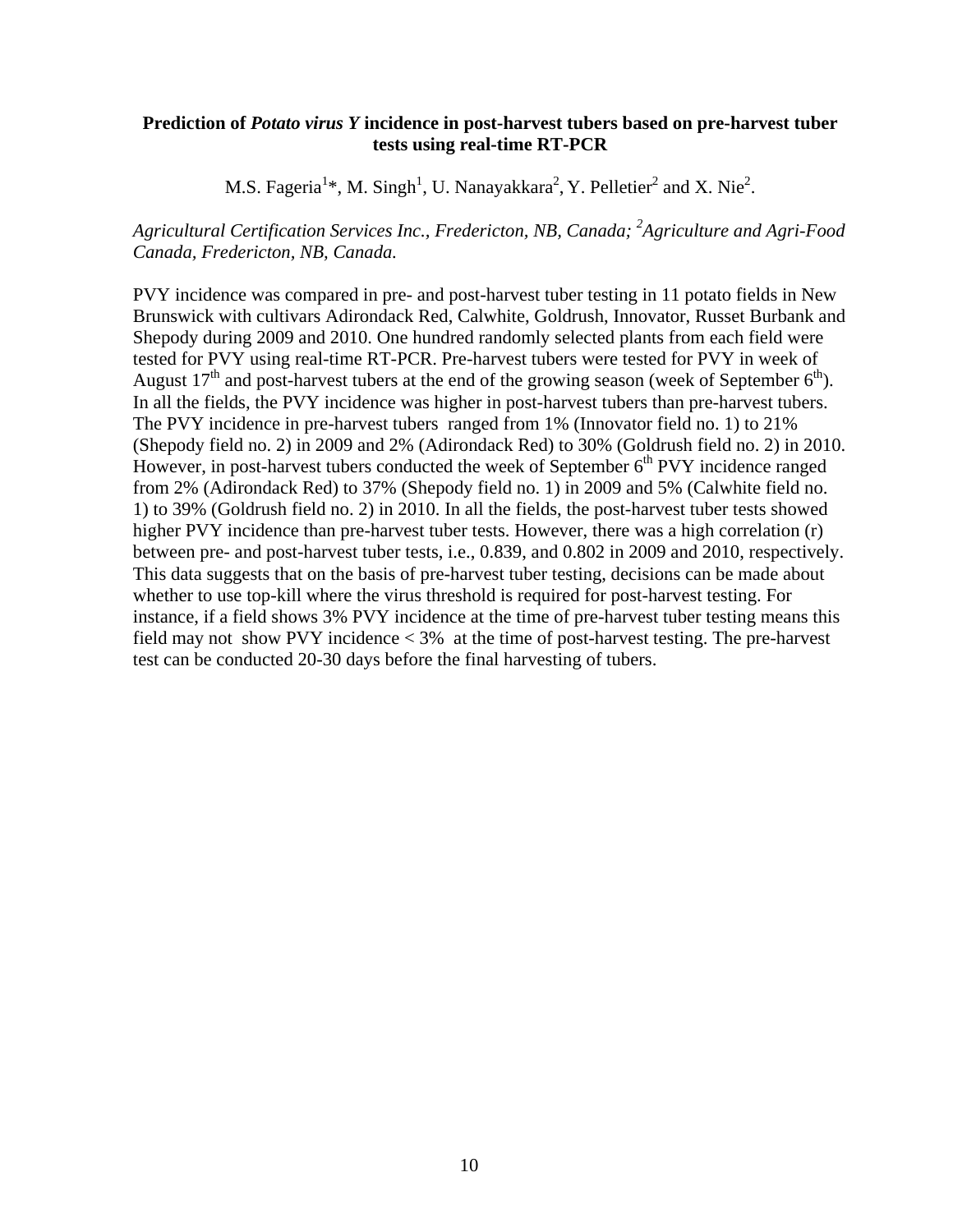**Prediction of *Potato virus Y* incidence in post-harvest tubers based on pre-harvest tuber tests using real-time RT-PCR**

M.S. Fageria[1]*, M. Singh[1], U. Nanayakkara[2], Y. Pelletier[2] and X. Nie[2].

*Agricultural Certification Services Inc., Fredericton, NB, Canada; [2]Agriculture and Agri-Food Canada, Fredericton, NB, Canada.*

PVY incidence was compared in pre- and post-harvest tuber testing in 11 potato fields in New Brunswick with cultivars Adirondack Red, Calwhite, Goldrush, Innovator, Russet Burbank and Shepody during 2009 and 2010. One hundred randomly selected plants from each field were tested for PVY using real-time RT-PCR. Pre-harvest tubers were tested for PVY in week of August 17th and post-harvest tubers at the end of the growing season (week of September 6th). In all the fields, the PVY incidence was higher in post-harvest tubers than pre-harvest tubers. The PVY incidence in pre-harvest tubers ranged from 1% (Innovator field no. 1) to 21% (Shepody field no. 2) in 2009 and 2% (Adirondack Red) to 30% (Goldrush field no. 2) in 2010. However, in post-harvest tubers conducted the week of September 6th PVY incidence ranged from 2% (Adirondack Red) to 37% (Shepody field no. 1) in 2009 and 5% (Calwhite field no. 1) to 39% (Goldrush field no. 2) in 2010. In all the fields, the post-harvest tuber tests showed higher PVY incidence than pre-harvest tuber tests. However, there was a high correlation (r) between pre- and post-harvest tuber tests, i.e., 0.839, and 0.802 in 2009 and 2010, respectively. This data suggests that on the basis of pre-harvest tuber testing, decisions can be made about whether to use top-kill where the virus threshold is required for post-harvest testing. For instance, if a field shows 3% PVY incidence at the time of pre-harvest tuber testing means this field may not show PVY incidence < 3% at the time of post-harvest testing. The pre-harvest test can be conducted 20-30 days before the final harvesting of tubers.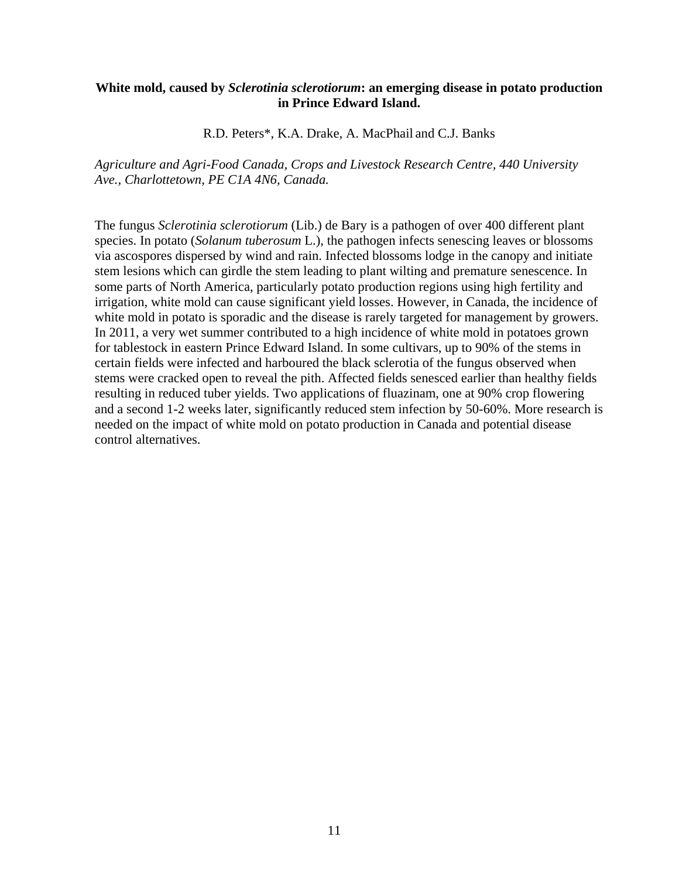**White mold, caused by *Sclerotinia sclerotiorum*: an emerging disease in potato production in Prince Edward Island.**

R.D. Peters*, K.A. Drake, A. MacPhail and C.J. Banks

*Agriculture and Agri-Food Canada, Crops and Livestock Research Centre, 440 University Ave., Charlottetown, PE C1A 4N6, Canada.*

The fungus *Sclerotinia sclerotiorum* (Lib.) de Bary is a pathogen of over 400 different plant species. In potato (*Solanum tuberosum* L.), the pathogen infects senescing leaves or blossoms via ascospores dispersed by wind and rain. Infected blossoms lodge in the canopy and initiate stem lesions which can girdle the stem leading to plant wilting and premature senescence. In some parts of North America, particularly potato production regions using high fertility and irrigation, white mold can cause significant yield losses. However, in Canada, the incidence of white mold in potato is sporadic and the disease is rarely targeted for management by growers. In 2011, a very wet summer contributed to a high incidence of white mold in potatoes grown for tablestock in eastern Prince Edward Island. In some cultivars, up to 90% of the stems in certain fields were infected and harboured the black sclerotia of the fungus observed when stems were cracked open to reveal the pith. Affected fields senesced earlier than healthy fields resulting in reduced tuber yields. Two applications of fluazinam, one at 90% crop flowering and a second 1-2 weeks later, significantly reduced stem infection by 50-60%. More research is needed on the impact of white mold on potato production in Canada and potential disease control alternatives.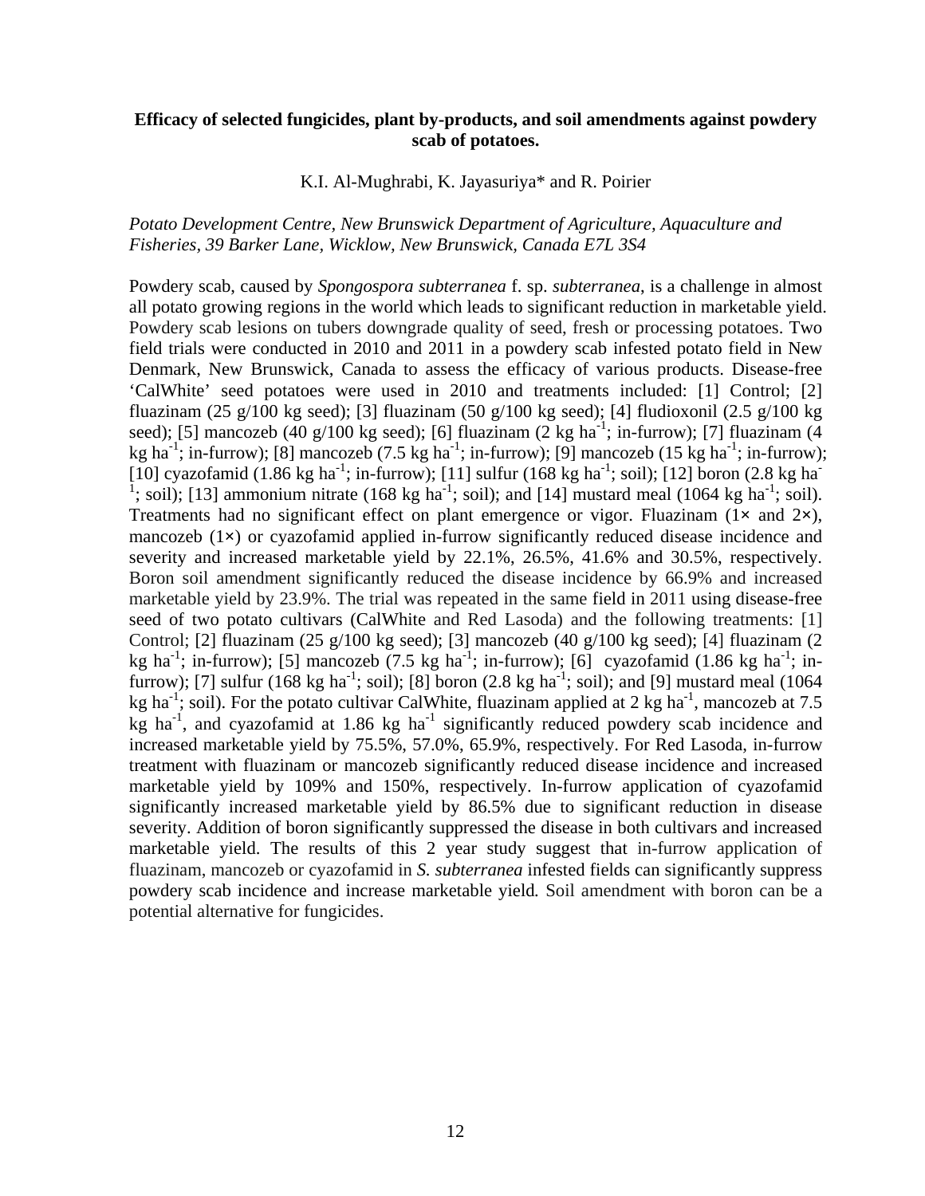**Efficacy of selected fungicides, plant by-products, and soil amendments against powdery scab of potatoes.**

K.I. Al-Mughrabi, K. Jayasuriya* and R. Poirier

*Potato Development Centre, New Brunswick Department of Agriculture, Aquaculture and Fisheries, 39 Barker Lane, Wicklow, New Brunswick, Canada E7L 3S4*

Powdery scab, caused by *Spongospora subterranea* f. sp. *subterranea*, is a challenge in almost all potato growing regions in the world which leads to significant reduction in marketable yield. Powdery scab lesions on tubers downgrade quality of seed, fresh or processing potatoes. Two field trials were conducted in 2010 and 2011 in a powdery scab infested potato field in New Denmark, New Brunswick, Canada to assess the efficacy of various products. Disease-free 'CalWhite' seed potatoes were used in 2010 and treatments included: [1] Control; [2] fluazinam (25 g/100 kg seed); [3] fluazinam (50 g/100 kg seed); [4] fludioxonil (2.5 g/100 kg seed); [5] mancozeb (40 g/100 kg seed); [6] fluazinam (2 kg $ha^{-1}$; in-furrow); [7] fluazinam (4 kg $ha^{-1}$; in-furrow); [8] mancozeb (7.5 kg $ha^{-1}$; in-furrow); [9] mancozeb (15 kg $ha^{-1}$; in-furrow); [10] cyazofamid (1.86 kg $ha^{-1}$; in-furrow); [11] sulfur (168 kg $ha^{-1}$; soil); [12] boron (2.8 kg $ha^{-1}$; soil); [13] ammonium nitrate (168 kg $ha^{-1}$; soil); and [14] mustard meal (1064 kg $ha^{-1}$; soil). Treatments had no significant effect on plant emergence or vigor. Fluazinam (1× and 2×), mancozeb (1×) or cyazofamid applied in-furrow significantly reduced disease incidence and severity and increased marketable yield by 22.1%, 26.5%, 41.6% and 30.5%, respectively. Boron soil amendment significantly reduced the disease incidence by 66.9% and increased marketable yield by 23.9%. The trial was repeated in the same field in 2011 using disease-free seed of two potato cultivars (CalWhite and Red Lasoda) and the following treatments: [1] Control; [2] fluazinam (25 g/100 kg seed); [3] mancozeb (40 g/100 kg seed); [4] fluazinam (2 kg $ha^{-1}$; in-furrow); [5] mancozeb (7.5 kg $ha^{-1}$; in-furrow); [6] cyazofamid (1.86 kg $ha^{-1}$; in-furrow); [7] sulfur (168 kg $ha^{-1}$; soil); [8] boron (2.8 kg $ha^{-1}$; soil); and [9] mustard meal (1064 kg $ha^{-1}$; soil). For the potato cultivar CalWhite, fluazinam applied at 2 kg $ha^{-1}$, mancozeb at 7.5 kg $ha^{-1}$, and cyazofamid at 1.86 kg $ha^{-1}$ significantly reduced powdery scab incidence and increased marketable yield by 75.5%, 57.0%, 65.9%, respectively. For Red Lasoda, in-furrow treatment with fluazinam or mancozeb significantly reduced disease incidence and increased marketable yield by 109% and 150%, respectively. In-furrow application of cyazofamid significantly increased marketable yield by 86.5% due to significant reduction in disease severity. Addition of boron significantly suppressed the disease in both cultivars and increased marketable yield. The results of this 2 year study suggest that in-furrow application of fluazinam, mancozeb or cyazofamid in *S. subterranea* infested fields can significantly suppress powdery scab incidence and increase marketable yield. Soil amendment with boron can be a potential alternative for fungicides.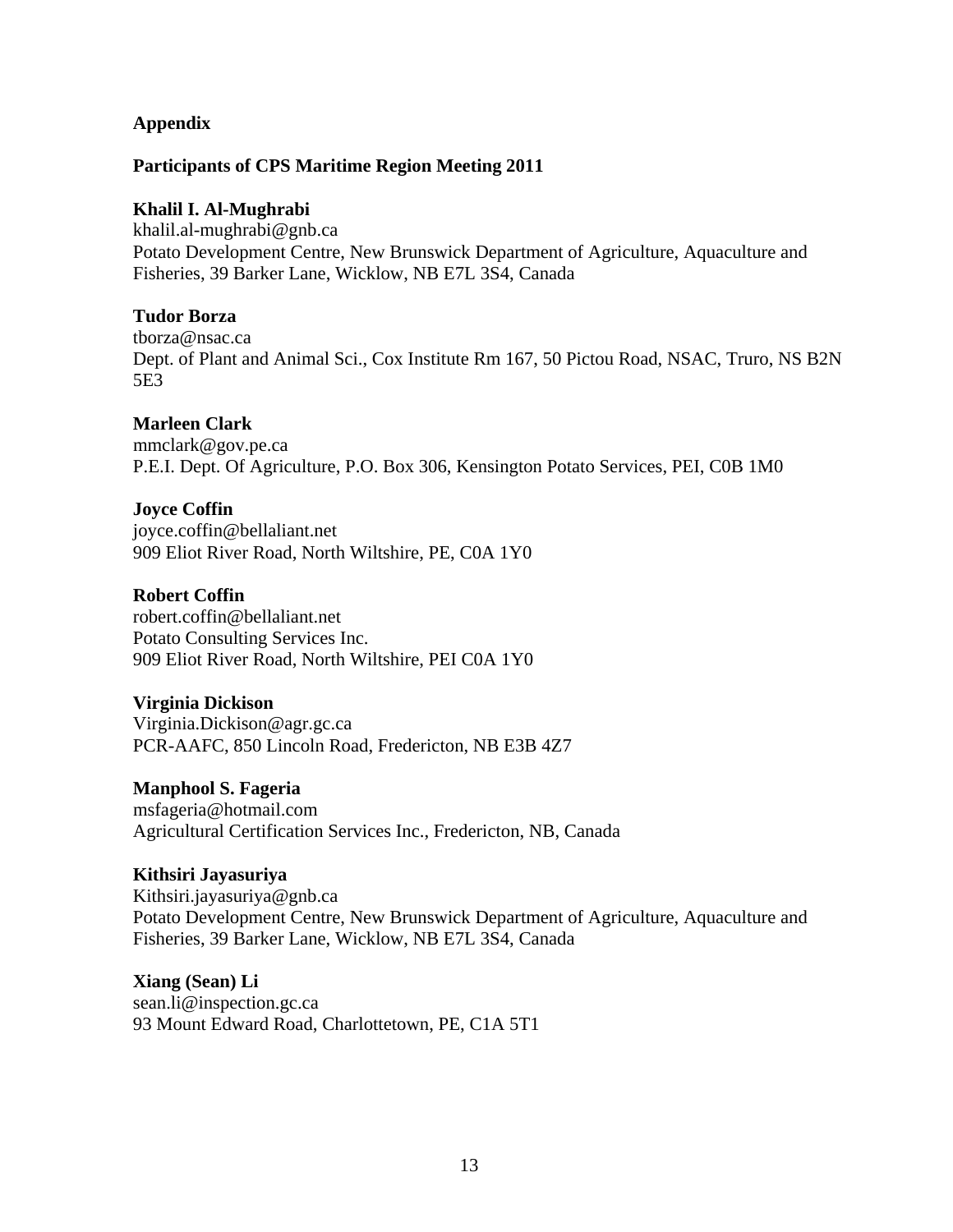**Appendix**

**Participants of CPS Maritime Region Meeting 2011**

**Khalil I. Al-Mughrabi**
khalil.al-mughrabi@gnb.ca
Potato Development Centre, New Brunswick Department of Agriculture, Aquaculture and Fisheries, 39 Barker Lane, Wicklow, NB E7L 3S4, Canada

**Tudor Borza**
tborza@nsac.ca
Dept. of Plant and Animal Sci., Cox Institute Rm 167, 50 Pictou Road, NSAC, Truro, NS B2N 5E3

**Marleen Clark**
mmclark@gov.pe.ca
P.E.I. Dept. Of Agriculture, P.O. Box 306, Kensington Potato Services, PEI, C0B 1M0

**Joyce Coffin**
joyce.coffin@bellaliant.net
909 Eliot River Road, North Wiltshire, PE, C0A 1Y0

**Robert Coffin**
robert.coffin@bellaliant.net
Potato Consulting Services Inc.
909 Eliot River Road, North Wiltshire, PEI C0A 1Y0

**Virginia Dickison**
Virginia.Dickison@agr.gc.ca
PCR-AAFC, 850 Lincoln Road, Fredericton, NB E3B 4Z7

**Manphool S. Fageria**
msfageria@hotmail.com
Agricultural Certification Services Inc., Fredericton, NB, Canada

**Kithsiri Jayasuriya**
Kithsiri.jayasuriya@gnb.ca
Potato Development Centre, New Brunswick Department of Agriculture, Aquaculture and Fisheries, 39 Barker Lane, Wicklow, NB E7L 3S4, Canada

**Xiang (Sean) Li**
sean.li@inspection.gc.ca
93 Mount Edward Road, Charlottetown, PE, C1A 5T1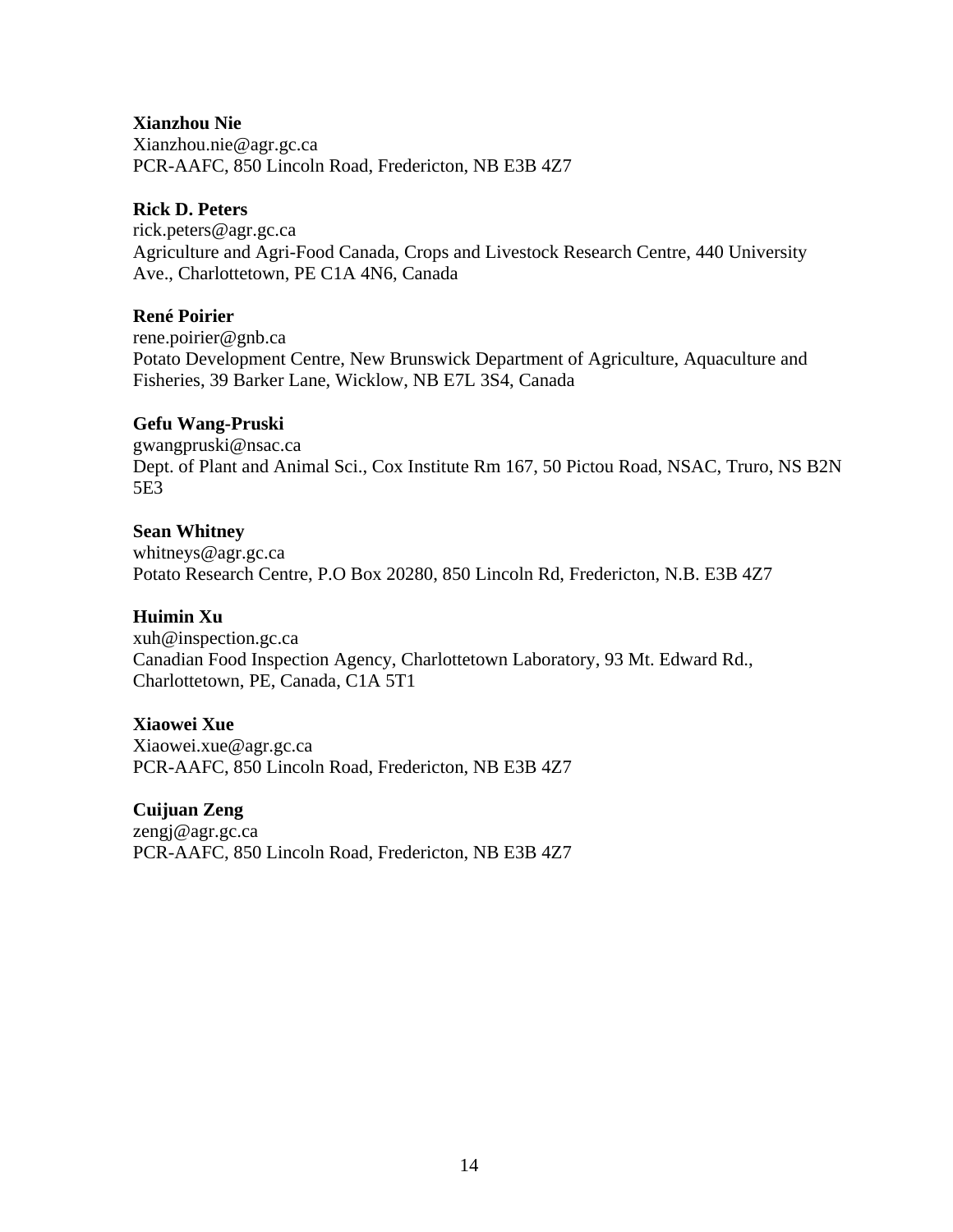**Xianzhou Nie**
Xianzhou.nie@agr.gc.ca
PCR-AAFC, 850 Lincoln Road, Fredericton, NB E3B 4Z7

**Rick D. Peters**
rick.peters@agr.gc.ca
Agriculture and Agri-Food Canada, Crops and Livestock Research Centre, 440 University Ave., Charlottetown, PE C1A 4N6, Canada

**René Poirier**
rene.poirier@gnb.ca
Potato Development Centre, New Brunswick Department of Agriculture, Aquaculture and Fisheries, 39 Barker Lane, Wicklow, NB E7L 3S4, Canada

**Gefu Wang-Pruski**
gwangpruski@nsac.ca
Dept. of Plant and Animal Sci., Cox Institute Rm 167, 50 Pictou Road, NSAC, Truro, NS B2N 5E3

**Sean Whitney**
whitneys@agr.gc.ca
Potato Research Centre, P.O Box 20280, 850 Lincoln Rd, Fredericton, N.B. E3B 4Z7

**Huimin Xu**
xuh@inspection.gc.ca
Canadian Food Inspection Agency, Charlottetown Laboratory, 93 Mt. Edward Rd., Charlottetown, PE, Canada, C1A 5T1

**Xiaowei Xue**
Xiaowei.xue@agr.gc.ca
PCR-AAFC, 850 Lincoln Road, Fredericton, NB E3B 4Z7

**Cuijuan Zeng**
zengj@agr.gc.ca
PCR-AAFC, 850 Lincoln Road, Fredericton, NB E3B 4Z7